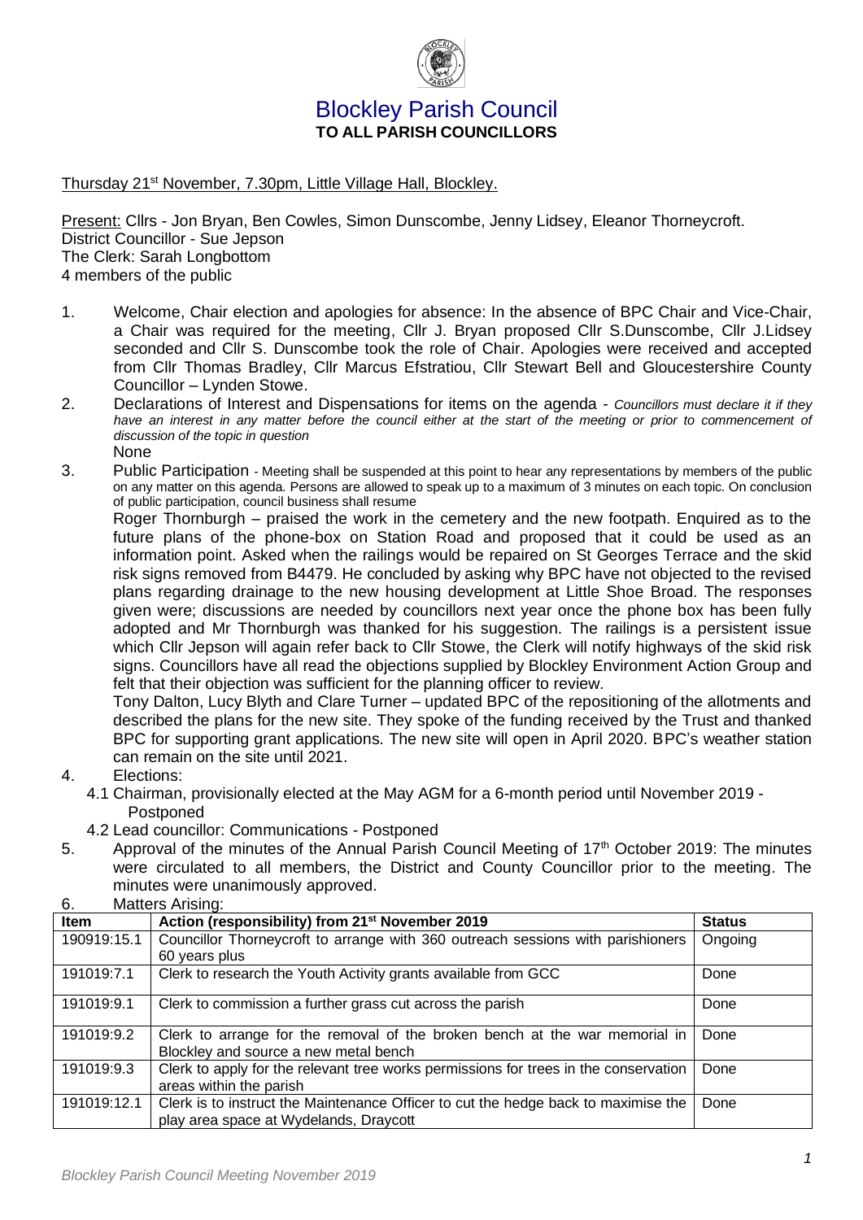# Blockley Parish Council

**TO ALL PARISH COUNCILLORS**

Thursday 21st November, 7.30pm, Little Village Hall, Blockley.

Present: Cllrs - Jon Bryan, Ben Cowles, Simon Dunscombe, Jenny Lidsey, Eleanor Thorneycroft.
District Councillor - Sue Jepson
The Clerk: Sarah Longbottom
4 members of the public

1. Welcome, Chair election and apologies for absence: In the absence of BPC Chair and Vice-Chair, a Chair was required for the meeting, Cllr J. Bryan proposed Cllr S.Dunscombe, Cllr J.Lidsey seconded and Cllr S. Dunscombe took the role of Chair. Apologies were received and accepted from Cllr Thomas Bradley, Cllr Marcus Efstratiou, Cllr Stewart Bell and Gloucestershire County Councillor – Lynden Stowe.
2. Declarations of Interest and Dispensations for items on the agenda - *Councillors must declare it if they have an interest in any matter before the council either at the start of the meeting or prior to commencement of discussion of the topic in question*
   None
3. Public Participation - Meeting shall be suspended at this point to hear any representations by members of the public on any matter on this agenda. Persons are allowed to speak up to a maximum of 3 minutes on each topic. On conclusion of public participation, council business shall resume

   Roger Thornburgh – praised the work in the cemetery and the new footpath. Enquired as to the future plans of the phone-box on Station Road and proposed that it could be used as an information point. Asked when the railings would be repaired on St Georges Terrace and the skid risk signs removed from B4479. He concluded by asking why BPC have not objected to the revised plans regarding drainage to the new housing development at Little Shoe Broad. The responses given were; discussions are needed by councillors next year once the phone box has been fully adopted and Mr Thornburgh was thanked for his suggestion. The railings is a persistent issue which Cllr Jepson will again refer back to Cllr Stowe, the Clerk will notify highways of the skid risk signs. Councillors have all read the objections supplied by Blockley Environment Action Group and felt that their objection was sufficient for the planning officer to review.

   Tony Dalton, Lucy Blyth and Clare Turner – updated BPC of the repositioning of the allotments and described the plans for the new site. They spoke of the funding received by the Trust and thanked BPC for supporting grant applications. The new site will open in April 2020. BPC's weather station can remain on the site until 2021.
4. Elections:
   - 4.1 Chairman, provisionally elected at the May AGM for a 6-month period until November 2019 - Postponed
   - 4.2 Lead councillor: Communications - Postponed
5. Approval of the minutes of the Annual Parish Council Meeting of 17th October 2019: The minutes were circulated to all members, the District and County Councillor prior to the meeting. The minutes were unanimously approved.
6. Matters Arising:

| Item | Action (responsibility) from 21st November 2019 | Status |
|---|---|---|
| 190919:15.1 | Councillor Thorneycroft to arrange with 360 outreach sessions with parishioners 60 years plus | Ongoing |
| 191019:7.1 | Clerk to research the Youth Activity grants available from GCC | Done |
| 191019:9.1 | Clerk to commission a further grass cut across the parish | Done |
| 191019:9.2 | Clerk to arrange for the removal of the broken bench at the war memorial in Blockley and source a new metal bench | Done |
| 191019:9.3 | Clerk to apply for the relevant tree works permissions for trees in the conservation areas within the parish | Done |
| 191019:12.1 | Clerk is to instruct the Maintenance Officer to cut the hedge back to maximise the play area space at Wydelands, Draycott | Done |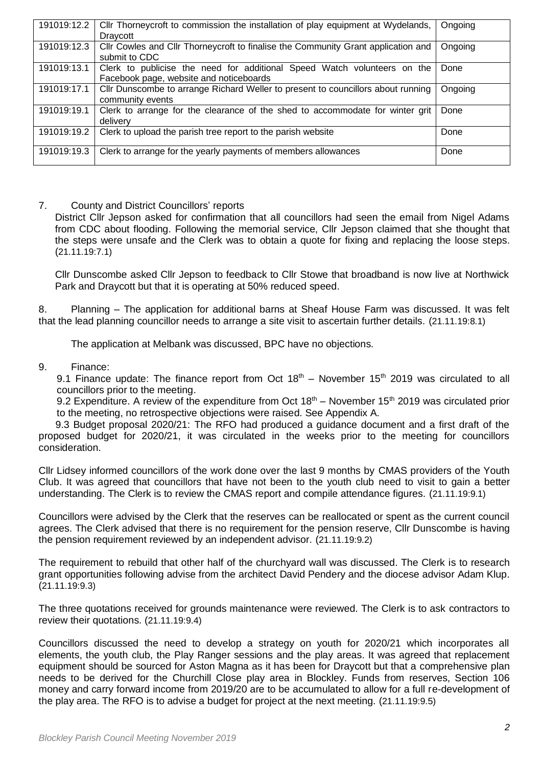| | | |
|---|---|---|
| 191019:12.2 | Cllr Thorneycroft to commission the installation of play equipment at Wydelands, Draycott | Ongoing |
| 191019:12.3 | Cllr Cowles and Cllr Thorneycroft to finalise the Community Grant application and submit to CDC | Ongoing |
| 191019:13.1 | Clerk to publicise the need for additional Speed Watch volunteers on the Facebook page, website and noticeboards | Done |
| 191019:17.1 | Cllr Dunscombe to arrange Richard Weller to present to councillors about running community events | Ongoing |
| 191019:19.1 | Clerk to arrange for the clearance of the shed to accommodate for winter grit delivery | Done |
| 191019:19.2 | Clerk to upload the parish tree report to the parish website | Done |
| 191019:19.3 | Clerk to arrange for the yearly payments of members allowances | Done |

7. County and District Councillors' reports

District Cllr Jepson asked for confirmation that all councillors had seen the email from Nigel Adams from CDC about flooding. Following the memorial service, Cllr Jepson claimed that she thought that the steps were unsafe and the Clerk was to obtain a quote for fixing and replacing the loose steps. (21.11.19:7.1)

Cllr Dunscombe asked Cllr Jepson to feedback to Cllr Stowe that broadband is now live at Northwick Park and Draycott but that it is operating at 50% reduced speed.

8. Planning – The application for additional barns at Sheaf House Farm was discussed. It was felt that the lead planning councillor needs to arrange a site visit to ascertain further details. (21.11.19:8.1)

The application at Melbank was discussed, BPC have no objections.

9. Finance:

9.1 Finance update: The finance report from Oct 18th – November 15th 2019 was circulated to all councillors prior to the meeting.

9.2 Expenditure. A review of the expenditure from Oct 18th – November 15th 2019 was circulated prior to the meeting, no retrospective objections were raised. See Appendix A.

9.3 Budget proposal 2020/21: The RFO had produced a guidance document and a first draft of the proposed budget for 2020/21, it was circulated in the weeks prior to the meeting for councillors consideration.

Cllr Lidsey informed councillors of the work done over the last 9 months by CMAS providers of the Youth Club. It was agreed that councillors that have not been to the youth club need to visit to gain a better understanding. The Clerk is to review the CMAS report and compile attendance figures. (21.11.19:9.1)

Councillors were advised by the Clerk that the reserves can be reallocated or spent as the current council agrees. The Clerk advised that there is no requirement for the pension reserve, Cllr Dunscombe is having the pension requirement reviewed by an independent advisor. (21.11.19:9.2)

The requirement to rebuild that other half of the churchyard wall was discussed. The Clerk is to research grant opportunities following advise from the architect David Pendery and the diocese advisor Adam Klup. (21.11.19:9.3)

The three quotations received for grounds maintenance were reviewed. The Clerk is to ask contractors to review their quotations. (21.11.19:9.4)

Councillors discussed the need to develop a strategy on youth for 2020/21 which incorporates all elements, the youth club, the Play Ranger sessions and the play areas. It was agreed that replacement equipment should be sourced for Aston Magna as it has been for Draycott but that a comprehensive plan needs to be derived for the Churchill Close play area in Blockley. Funds from reserves, Section 106 money and carry forward income from 2019/20 are to be accumulated to allow for a full re-development of the play area. The RFO is to advise a budget for project at the next meeting. (21.11.19:9.5)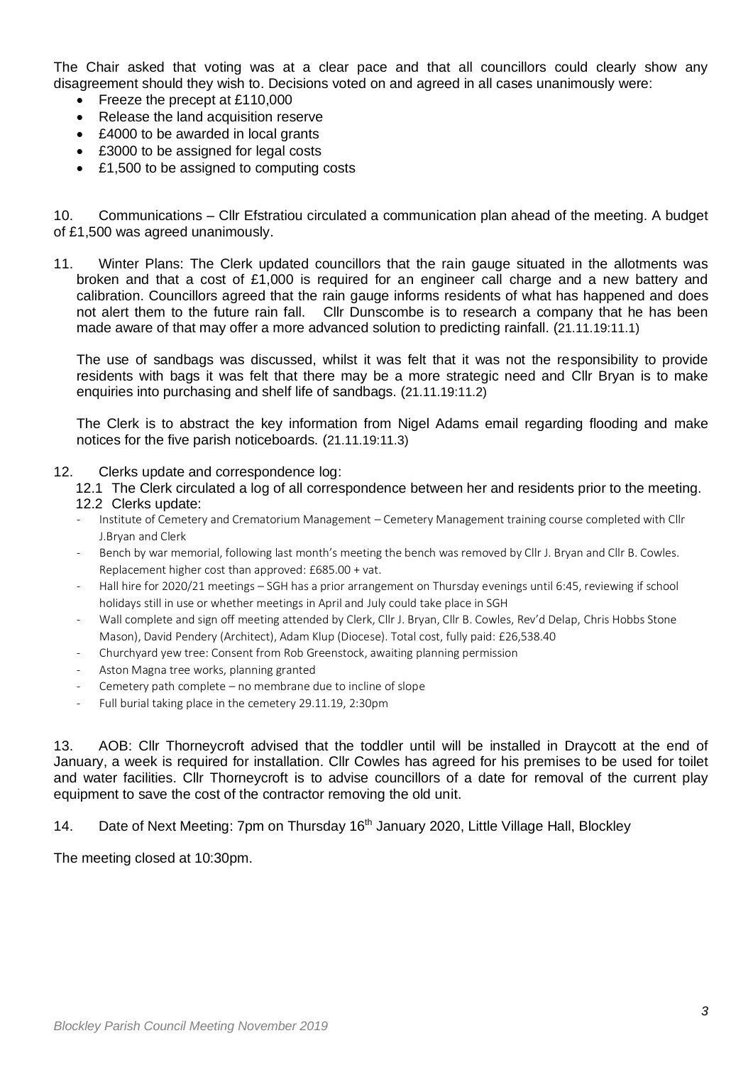The Chair asked that voting was at a clear pace and that all councillors could clearly show any disagreement should they wish to. Decisions voted on and agreed in all cases unanimously were:

- Freeze the precept at £110,000
- Release the land acquisition reserve
- £4000 to be awarded in local grants
- £3000 to be assigned for legal costs
- £1,500 to be assigned to computing costs

10. Communications – Cllr Efstratiou circulated a communication plan ahead of the meeting. A budget of £1,500 was agreed unanimously.

11. Winter Plans: The Clerk updated councillors that the rain gauge situated in the allotments was broken and that a cost of £1,000 is required for an engineer call charge and a new battery and calibration. Councillors agreed that the rain gauge informs residents of what has happened and does not alert them to the future rain fall. Cllr Dunscombe is to research a company that he has been made aware of that may offer a more advanced solution to predicting rainfall. (21.11.19:11.1)

    The use of sandbags was discussed, whilst it was felt that it was not the responsibility to provide residents with bags it was felt that there may be a more strategic need and Cllr Bryan is to make enquiries into purchasing and shelf life of sandbags. (21.11.19:11.2)

    The Clerk is to abstract the key information from Nigel Adams email regarding flooding and make notices for the five parish noticeboards. (21.11.19:11.3)

12. Clerks update and correspondence log:
    12.1 The Clerk circulated a log of all correspondence between her and residents prior to the meeting.
    12.2 Clerks update:
    - Institute of Cemetery and Crematorium Management – Cemetery Management training course completed with Cllr J.Bryan and Clerk
    - Bench by war memorial, following last month's meeting the bench was removed by Cllr J. Bryan and Cllr B. Cowles. Replacement higher cost than approved: £685.00 + vat.
    - Hall hire for 2020/21 meetings – SGH has a prior arrangement on Thursday evenings until 6:45, reviewing if school holidays still in use or whether meetings in April and July could take place in SGH
    - Wall complete and sign off meeting attended by Clerk, Cllr J. Bryan, Cllr B. Cowles, Rev'd Delap, Chris Hobbs Stone Mason), David Pendery (Architect), Adam Klup (Diocese). Total cost, fully paid: £26,538.40
    - Churchyard yew tree: Consent from Rob Greenstock, awaiting planning permission
    - Aston Magna tree works, planning granted
    - Cemetery path complete – no membrane due to incline of slope
    - Full burial taking place in the cemetery 29.11.19, 2:30pm

13. AOB: Cllr Thorneycroft advised that the toddler until will be installed in Draycott at the end of January, a week is required for installation. Cllr Cowles has agreed for his premises to be used for toilet and water facilities. Cllr Thorneycroft is to advise councillors of a date for removal of the current play equipment to save the cost of the contractor removing the old unit.

14. Date of Next Meeting: 7pm on Thursday 16th January 2020, Little Village Hall, Blockley

The meeting closed at 10:30pm.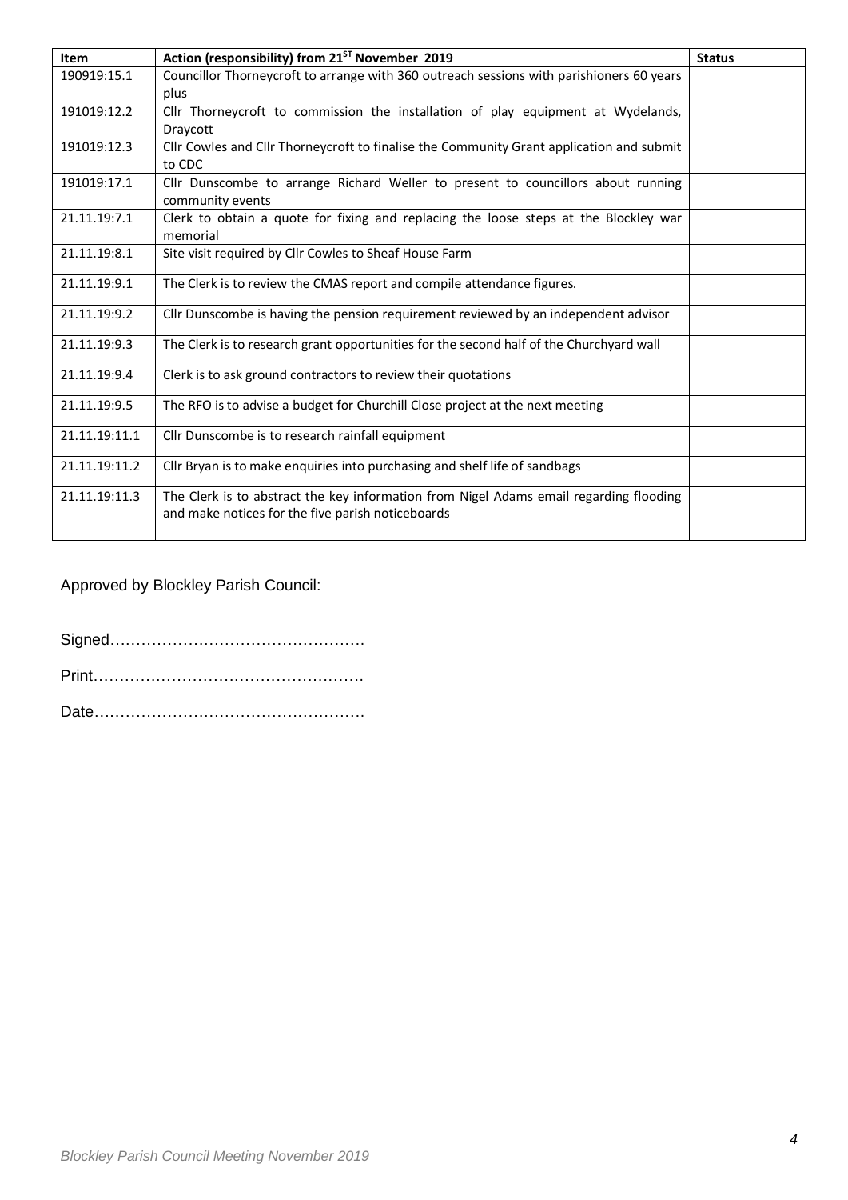| Item | Action (responsibility) from 21ST November 2019 | Status |
|---|---|---|
| 190919:15.1 | Councillor Thorneycroft to arrange with 360 outreach sessions with parishioners 60 years plus | |
| 191019:12.2 | Cllr Thorneycroft to commission the installation of play equipment at Wydelands, Draycott | |
| 191019:12.3 | Cllr Cowles and Cllr Thorneycroft to finalise the Community Grant application and submit to CDC | |
| 191019:17.1 | Cllr Dunscombe to arrange Richard Weller to present to councillors about running community events | |
| 21.11.19:7.1 | Clerk to obtain a quote for fixing and replacing the loose steps at the Blockley war memorial | |
| 21.11.19:8.1 | Site visit required by Cllr Cowles to Sheaf House Farm | |
| 21.11.19:9.1 | The Clerk is to review the CMAS report and compile attendance figures. | |
| 21.11.19:9.2 | Cllr Dunscombe is having the pension requirement reviewed by an independent advisor | |
| 21.11.19:9.3 | The Clerk is to research grant opportunities for the second half of the Churchyard wall | |
| 21.11.19:9.4 | Clerk is to ask ground contractors to review their quotations | |
| 21.11.19:9.5 | The RFO is to advise a budget for Churchill Close project at the next meeting | |
| 21.11.19:11.1 | Cllr Dunscombe is to research rainfall equipment | |
| 21.11.19:11.2 | Cllr Bryan is to make enquiries into purchasing and shelf life of sandbags | |
| 21.11.19:11.3 | The Clerk is to abstract the key information from Nigel Adams email regarding flooding and make notices for the five parish noticeboards | |

Approved by Blockley Parish Council:

Signed………………………………………….

Print…………………………………………….

Date…………………………………………….